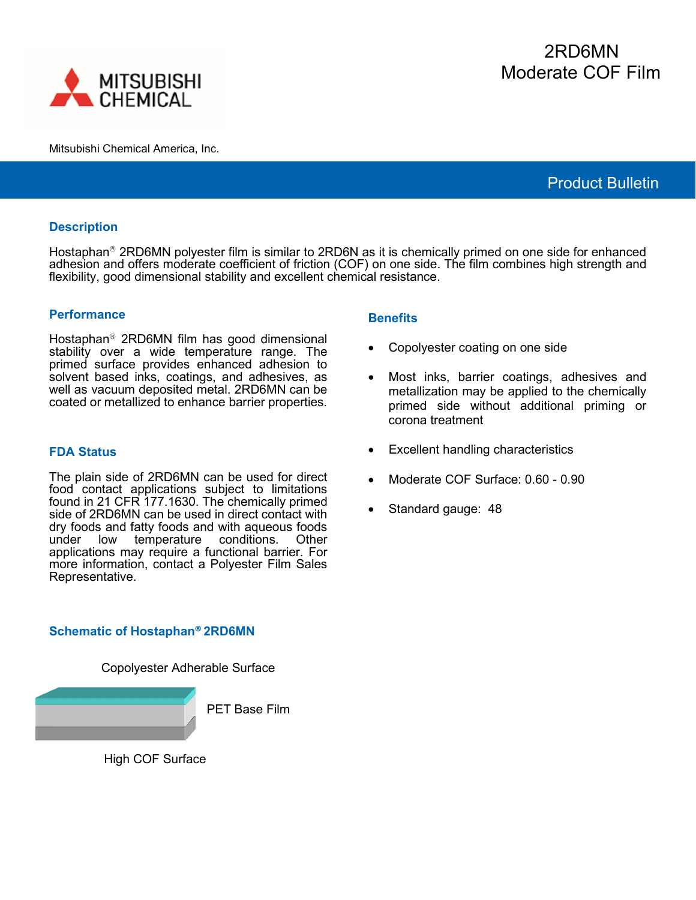# 2RD6MN
# Moderate COF Film

Mitsubishi Chemical America, Inc.

**Product Bulletin**

## Description

Hostaphan® 2RD6MN polyester film is similar to 2RD6N as it is chemically primed on one side for enhanced adhesion and offers moderate coefficient of friction (COF) on one side. The film combines high strength and flexibility, good dimensional stability and excellent chemical resistance.

## Performance

Hostaphan® 2RD6MN film has good dimensional stability over a wide temperature range. The primed surface provides enhanced adhesion to solvent based inks, coatings, and adhesives, as well as vacuum deposited metal. 2RD6MN can be coated or metallized to enhance barrier properties.

## FDA Status

The plain side of 2RD6MN can be used for direct food contact applications subject to limitations found in 21 CFR 177.1630. The chemically primed side of 2RD6MN can be used in direct contact with dry foods and fatty foods and with aqueous foods under low temperature conditions. Other applications may require a functional barrier. For more information, contact a Polyester Film Sales Representative.

## Benefits

- Copolyester coating on one side
- Most inks, barrier coatings, adhesives and metallization may be applied to the chemically primed side without additional priming or corona treatment
- Excellent handling characteristics
- Moderate COF Surface: 0.60 - 0.90
- Standard gauge: 48

## Schematic of Hostaphan® 2RD6MN

Copolyester Adherable Surface

PET Base Film

High COF Surface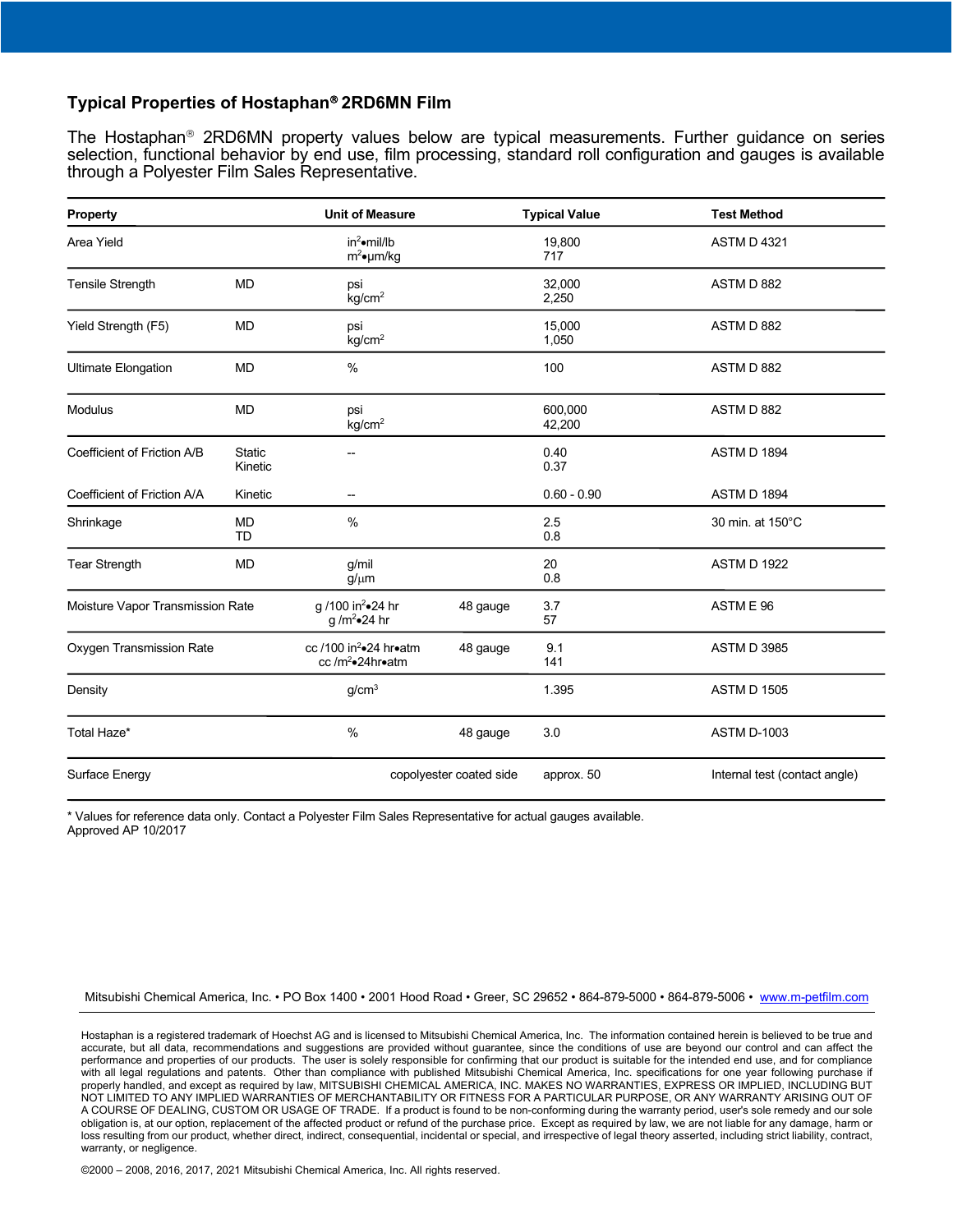## Typical Properties of Hostaphan® 2RD6MN Film

The Hostaphan® 2RD6MN property values below are typical measurements. Further guidance on series selection, functional behavior by end use, film processing, standard roll configuration and gauges is available through a Polyester Film Sales Representative.

| Property | | Unit of Measure | | Typical Value | Test Method |
|---|---|---|---|---|---|
| Area Yield | | $in^2$•mil/lb<br>$m^2$•µm/kg | | 19,800<br>717 | ASTM D 4321 |
| Tensile Strength | MD | psi<br>$kg/cm^2$ | | 32,000<br>2,250 | ASTM D 882 |
| Yield Strength (F5) | MD | psi<br>$kg/cm^2$ | | 15,000<br>1,050 | ASTM D 882 |
| Ultimate Elongation | MD | % | | 100 | ASTM D 882 |
| Modulus | MD | psi<br>$kg/cm^2$ | | 600,000<br>42,200 | ASTM D 882 |
| Coefficient of Friction A/B | Static<br>Kinetic | -- | | 0.40<br>0.37 | ASTM D 1894 |
| Coefficient of Friction A/A | Kinetic | -- | | 0.60 - 0.90 | ASTM D 1894 |
| Shrinkage | MD<br>TD | % | | 2.5<br>0.8 | 30 min. at 150°C |
| Tear Strength | MD | g/mil<br>g/µm | | 20<br>0.8 | ASTM D 1922 |
| Moisture Vapor Transmission Rate | | g /100 $in^2$•24 hr<br>g /$m^2$•24 hr | 48 gauge | 3.7<br>57 | ASTM E 96 |
| Oxygen Transmission Rate | | cc /100 $in^2$•24 hr•atm<br>cc /$m^2$•24hr•atm | 48 gauge | 9.1<br>141 | ASTM D 3985 |
| Density | | $g/cm^3$ | | 1.395 | ASTM D 1505 |
| Total Haze* | | % | 48 gauge | 3.0 | ASTM D-1003 |
| Surface Energy | | | copolyester coated side | approx. 50 | Internal test (contact angle) |

* Values for reference data only. Contact a Polyester Film Sales Representative for actual gauges available.
Approved AP 10/2017

Mitsubishi Chemical America, Inc. • PO Box 1400 • 2001 Hood Road • Greer, SC 29652 • 864-879-5000 • 864-879-5006 • www.m-petfilm.com

Hostaphan is a registered trademark of Hoechst AG and is licensed to Mitsubishi Chemical America, Inc. The information contained herein is believed to be true and accurate, but all data, recommendations and suggestions are provided without guarantee, since the conditions of use are beyond our control and can affect the performance and properties of our products. The user is solely responsible for confirming that our product is suitable for the intended end use, and for compliance with all legal regulations and patents. Other than compliance with published Mitsubishi Chemical America, Inc. specifications for one year following purchase if properly handled, and except as required by law, MITSUBISHI CHEMICAL AMERICA, INC. MAKES NO WARRANTIES, EXPRESS OR IMPLIED, INCLUDING BUT NOT LIMITED TO ANY IMPLIED WARRANTIES OF MERCHANTABILITY OR FITNESS FOR A PARTICULAR PURPOSE, OR ANY WARRANTY ARISING OUT OF A COURSE OF DEALING, CUSTOM OR USAGE OF TRADE. If a product is found to be non-conforming during the warranty period, user's sole remedy and our sole obligation is, at our option, replacement of the affected product or refund of the purchase price. Except as required by law, we are not liable for any damage, harm or loss resulting from our product, whether direct, indirect, consequential, incidental or special, and irrespective of legal theory asserted, including strict liability, contract, warranty, or negligence.

©2000 – 2008, 2016, 2017, 2021 Mitsubishi Chemical America, Inc. All rights reserved.